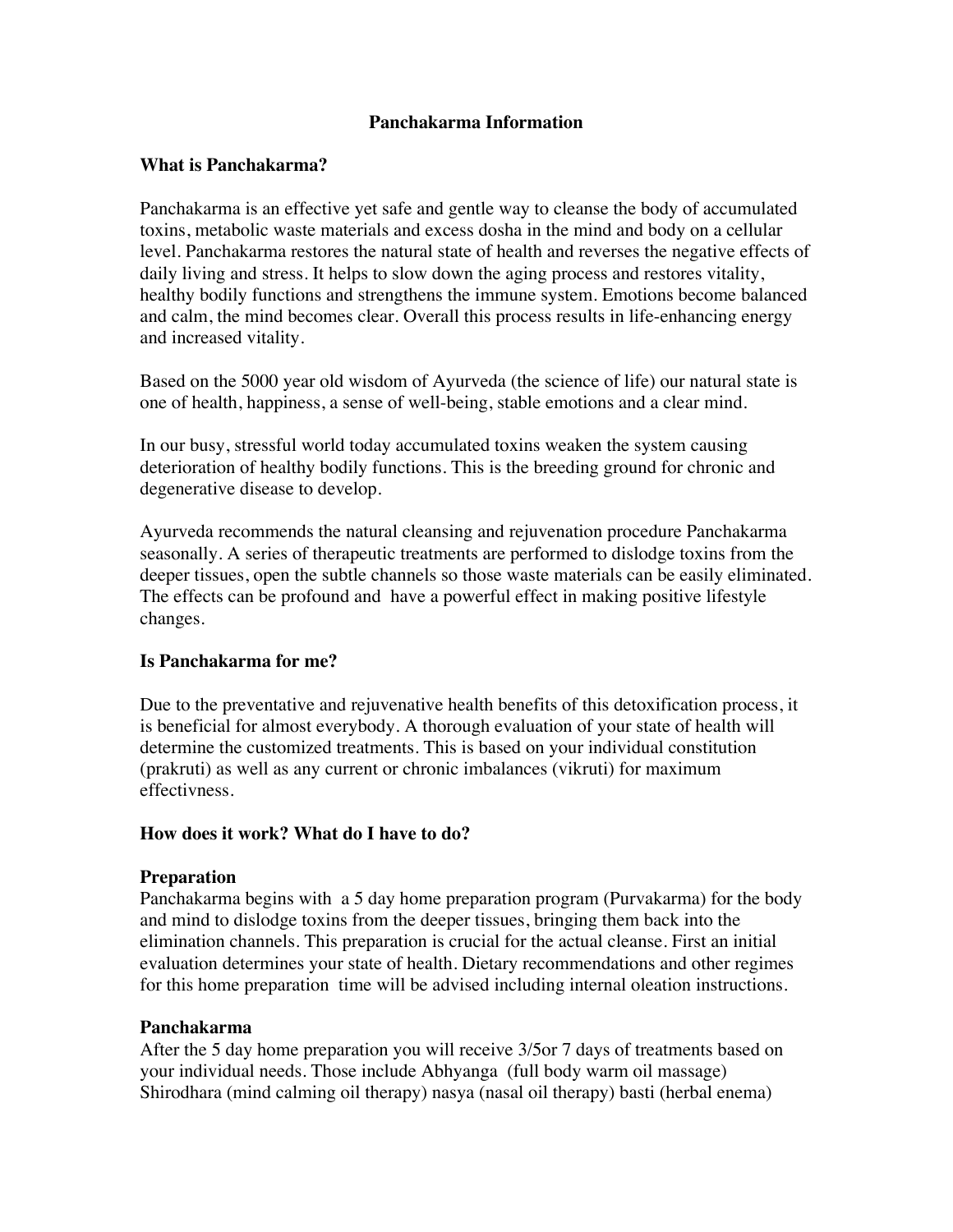# Panchakarma Information

## What is Panchakarma?

Panchakarma is an effective yet safe and gentle way to cleanse the body of accumulated toxins, metabolic waste materials and excess dosha in the mind and body on a cellular level. Panchakarma restores the natural state of health and reverses the negative effects of daily living and stress. It helps to slow down the aging process and restores vitality, healthy bodily functions and strengthens the immune system. Emotions become balanced and calm, the mind becomes clear. Overall this process results in life-enhancing energy and increased vitality.

Based on the 5000 year old wisdom of Ayurveda (the science of life) our natural state is one of health, happiness, a sense of well-being, stable emotions and a clear mind.

In our busy, stressful world today accumulated toxins weaken the system causing deterioration of healthy bodily functions. This is the breeding ground for chronic and degenerative disease to develop.

Ayurveda recommends the natural cleansing and rejuvenation procedure Panchakarma seasonally. A series of therapeutic treatments are performed to dislodge toxins from the deeper tissues, open the subtle channels so those waste materials can be easily eliminated. The effects can be profound and have a powerful effect in making positive lifestyle changes.

## Is Panchakarma for me?

Due to the preventative and rejuvenative health benefits of this detoxification process, it is beneficial for almost everybody. A thorough evaluation of your state of health will determine the customized treatments. This is based on your individual constitution (prakruti) as well as any current or chronic imbalances (vikruti) for maximum effectivness.

## How does it work? What do I have to do?

### Preparation

Panchakarma begins with a 5 day home preparation program (Purvakarma) for the body and mind to dislodge toxins from the deeper tissues, bringing them back into the elimination channels. This preparation is crucial for the actual cleanse. First an initial evaluation determines your state of health. Dietary recommendations and other regimes for this home preparation time will be advised including internal oleation instructions.

### Panchakarma

After the 5 day home preparation you will receive 3/5or 7 days of treatments based on your individual needs. Those include Abhyanga (full body warm oil massage) Shirodhara (mind calming oil therapy) nasya (nasal oil therapy) basti (herbal enema)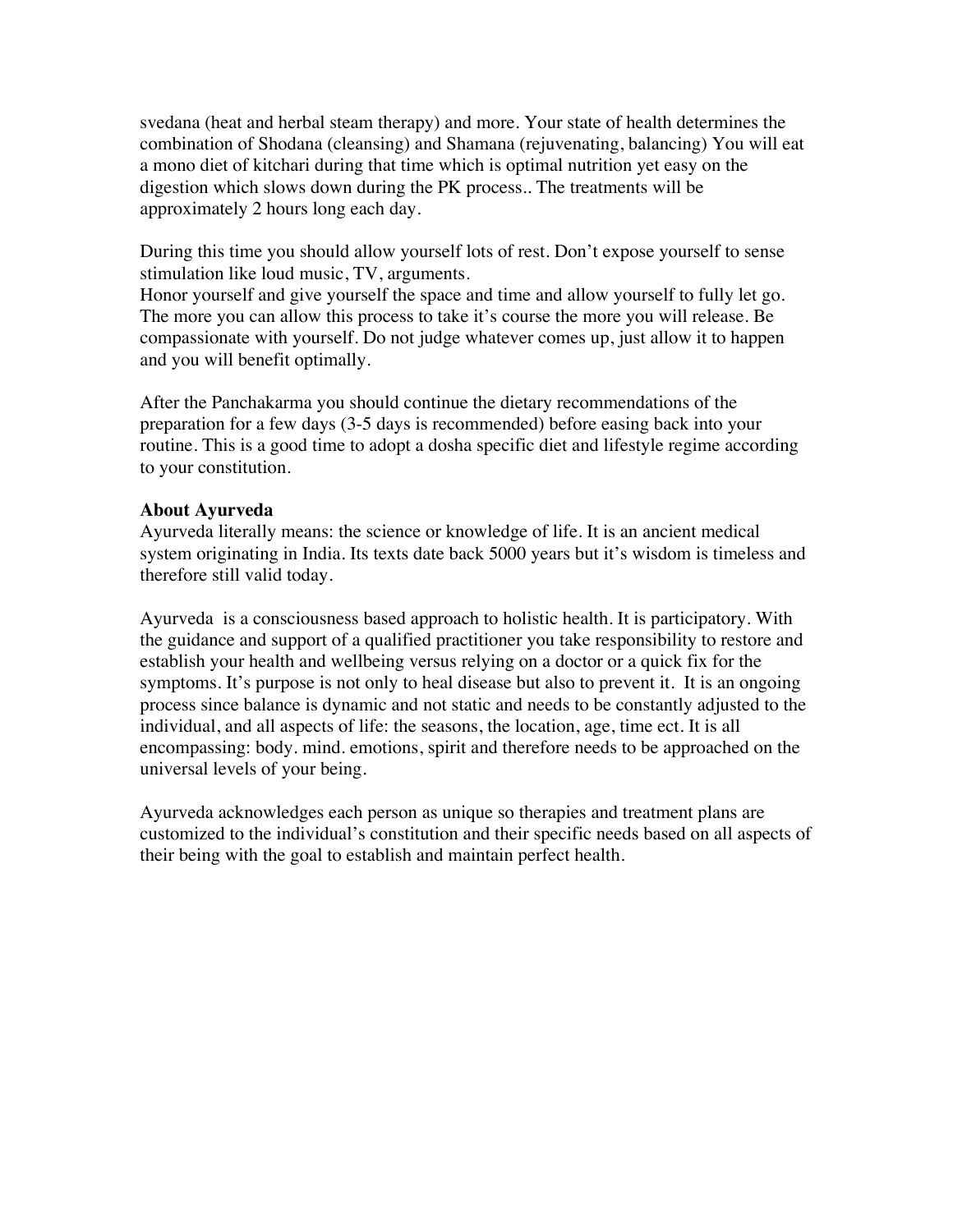svedana (heat and herbal steam therapy) and more. Your state of health determines the combination of Shodana (cleansing) and Shamana (rejuvenating, balancing) You will eat a mono diet of kitchari during that time which is optimal nutrition yet easy on the digestion which slows down during the PK process.. The treatments will be approximately 2 hours long each day.

During this time you should allow yourself lots of rest. Don't expose yourself to sense stimulation like loud music, TV, arguments.
Honor yourself and give yourself the space and time and allow yourself to fully let go. The more you can allow this process to take it's course the more you will release. Be compassionate with yourself. Do not judge whatever comes up, just allow it to happen and you will benefit optimally.

After the Panchakarma you should continue the dietary recommendations of the preparation for a few days (3-5 days is recommended) before easing back into your routine. This is a good time to adopt a dosha specific diet and lifestyle regime according to your constitution.

**About Ayurveda**
Ayurveda literally means: the science or knowledge of life. It is an ancient medical system originating in India. Its texts date back 5000 years but it's wisdom is timeless and therefore still valid today.

Ayurveda is a consciousness based approach to holistic health. It is participatory. With the guidance and support of a qualified practitioner you take responsibility to restore and establish your health and wellbeing versus relying on a doctor or a quick fix for the symptoms. It's purpose is not only to heal disease but also to prevent it. It is an ongoing process since balance is dynamic and not static and needs to be constantly adjusted to the individual, and all aspects of life: the seasons, the location, age, time ect. It is all encompassing: body. mind. emotions, spirit and therefore needs to be approached on the universal levels of your being.

Ayurveda acknowledges each person as unique so therapies and treatment plans are customized to the individual's constitution and their specific needs based on all aspects of their being with the goal to establish and maintain perfect health.